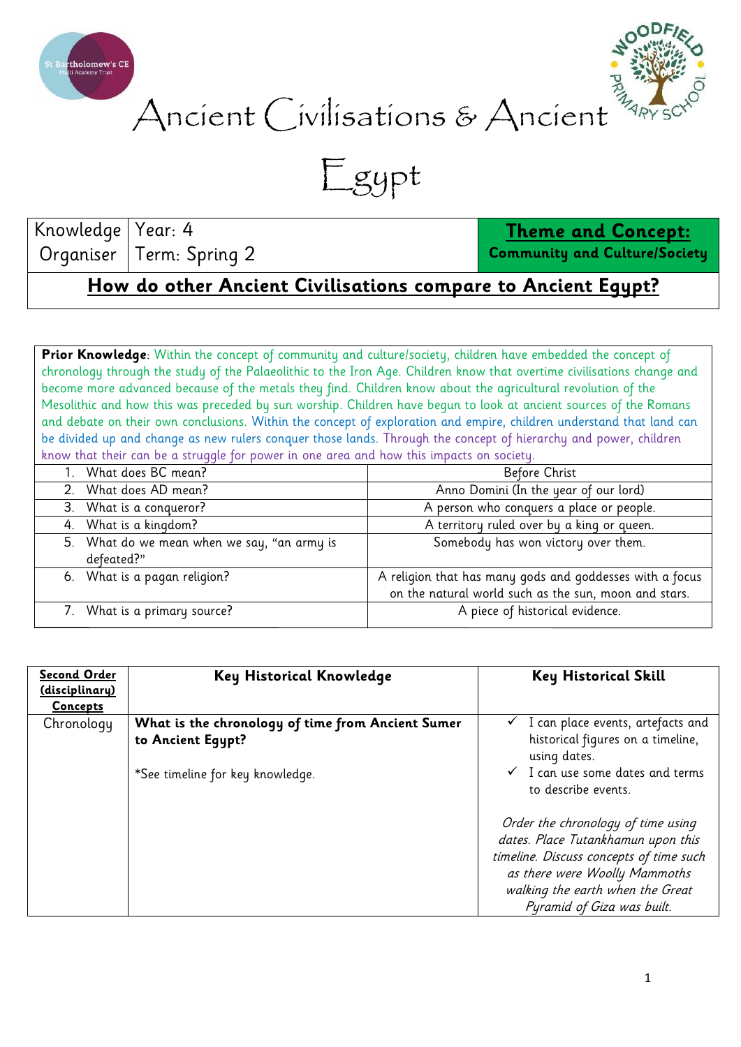# Ancient Civilisations & Ancient Egypt

| Knowledge Organiser | Year: 4<br>Term: Spring 2 | **Theme and Concept:**<br>**Community and Culture/Society** |
|---|---|---|

## How do other Ancient Civilisations compare to Ancient Egypt?

**Prior Knowledge**: Within the concept of community and culture/society, children have embedded the concept of chronology through the study of the Palaeolithic to the Iron Age. Children know that overtime civilisations change and become more advanced because of the metals they find. Children know about the agricultural revolution of the Mesolithic and how this was preceded by sun worship. Children have begun to look at ancient sources of the Romans and debate on their own conclusions. Within the concept of exploration and empire, children understand that land can be divided up and change as new rulers conquer those lands. Through the concept of hierarchy and power, children know that their can be a struggle for power in one area and how this impacts on society.

| Question | Answer |
|---|---|
| 1. What does BC mean? | Before Christ |
| 2. What does AD mean? | Anno Domini (In the year of our lord) |
| 3. What is a conqueror? | A person who conquers a place or people. |
| 4. What is a kingdom? | A territory ruled over by a king or queen. |
| 5. What do we mean when we say, "an army is defeated?" | Somebody has won victory over them. |
| 6. What is a pagan religion? | A religion that has many gods and goddesses with a focus on the natural world such as the sun, moon and stars. |
| 7. What is a primary source? | A piece of historical evidence. |

| **Second Order (disciplinary) Concepts** | **Key Historical Knowledge** | **Key Historical Skill** |
|---|---|---|
| Chronology | **What is the chronology of time from Ancient Sumer to Ancient Egypt?**<br><br>*See timeline for key knowledge. | ✓ I can place events, artefacts and historical figures on a timeline, using dates.<br>✓ I can use some dates and terms to describe events.<br><br>*Order the chronology of time using dates. Place Tutankhamun upon this timeline. Discuss concepts of time such as there were Woolly Mammoths walking the earth when the Great Pyramid of Giza was built.* |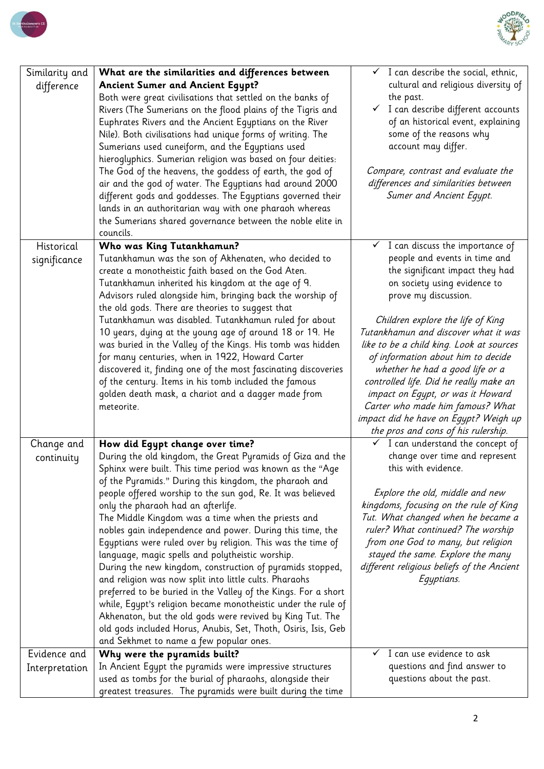| | | |
|---|---|---|
| Similarity and difference | **What are the similarities and differences between Ancient Sumer and Ancient Egypt?** Both were great civilisations that settled on the banks of Rivers (The Sumerians on the flood plains of the Tigris and Euphrates Rivers and the Ancient Egyptians on the River Nile). Both civilisations had unique forms of writing. The Sumerians used cuneiform, and the Egyptians used hieroglyphics. Sumerian religion was based on four deities: The God of the heavens, the goddess of earth, the god of air and the god of water. The Egyptians had around 2000 different gods and goddesses. The Egyptians governed their lands in an authoritarian way with one pharaoh whereas the Sumerians shared governance between the noble elite in councils. | ✓ I can describe the social, ethnic, cultural and religious diversity of the past.<br>✓ I can describe different accounts of an historical event, explaining some of the reasons why account may differ.<br><br>*Compare, contrast and evaluate the differences and similarities between Sumer and Ancient Egypt.* |
| Historical significance | **Who was King Tutankhamun?** Tutankhamun was the son of Akhenaten, who decided to create a monotheistic faith based on the God Aten. Tutankhamun inherited his kingdom at the age of 9. Advisors ruled alongside him, bringing back the worship of the old gods. There are theories to suggest that Tutankhamun was disabled. Tutankhamun ruled for about 10 years, dying at the young age of around 18 or 19. He was buried in the Valley of the Kings. His tomb was hidden for many centuries, when in 1922, Howard Carter discovered it, finding one of the most fascinating discoveries of the century. Items in his tomb included the famous golden death mask, a chariot and a dagger made from meteorite. | ✓ I can discuss the importance of people and events in time and the significant impact they had on society using evidence to prove my discussion.<br><br>*Children explore the life of King Tutankhamun and discover what it was like to be a child king. Look at sources of information about him to decide whether he had a good life or a controlled life. Did he really make an impact on Egypt, or was it Howard Carter who made him famous? What impact did he have on Egypt? Weigh up the pros and cons of his rulership.* |
| Change and continuity | **How did Egypt change over time?** During the old kingdom, the Great Pyramids of Giza and the Sphinx were built. This time period was known as the "Age of the Pyramids." During this kingdom, the pharaoh and people offered worship to the sun god, Re. It was believed only the pharaoh had an afterlife.<br>The Middle Kingdom was a time when the priests and nobles gain independence and power. During this time, the Egyptians were ruled over by religion. This was the time of language, magic spells and polytheistic worship.<br>During the new kingdom, construction of pyramids stopped, and religion was now split into little cults. Pharaohs preferred to be buried in the Valley of the Kings. For a short while, Egypt's religion became monotheistic under the rule of Akhenaton, but the old gods were revived by King Tut. The old gods included Horus, Anubis, Set, Thoth, Osiris, Isis, Geb and Sekhmet to name a few popular ones. | ✓ I can understand the concept of change over time and represent this with evidence.<br><br>*Explore the old, middle and new kingdoms, focusing on the rule of King Tut. What changed when he became a ruler? What continued? The worship from one God to many, but religion stayed the same. Explore the many different religious beliefs of the Ancient Egyptians.* |
| Evidence and Interpretation | **Why were the pyramids built?** In Ancient Egypt the pyramids were impressive structures used as tombs for the burial of pharaohs, alongside their greatest treasures. The pyramids were built during the time | ✓ I can use evidence to ask questions and find answer to questions about the past. |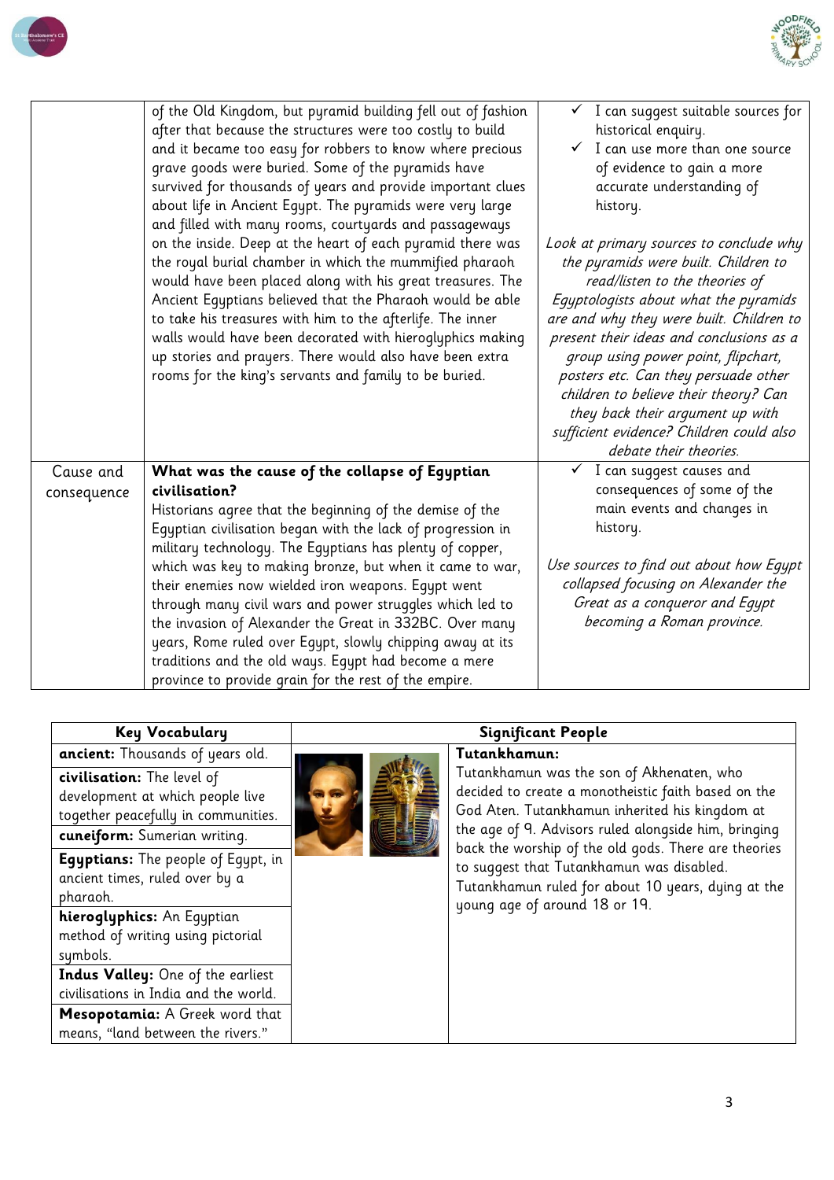| | | |
|---|---|---|
| | of the Old Kingdom, but pyramid building fell out of fashion after that because the structures were too costly to build and it became too easy for robbers to know where precious grave goods were buried. Some of the pyramids have survived for thousands of years and provide important clues about life in Ancient Egypt. The pyramids were very large and filled with many rooms, courtyards and passageways on the inside. Deep at the heart of each pyramid there was the royal burial chamber in which the mummified pharaoh would have been placed along with his great treasures. The Ancient Egyptians believed that the Pharaoh would be able to take his treasures with him to the afterlife. The inner walls would have been decorated with hieroglyphics making up stories and prayers. There would also have been extra rooms for the king's servants and family to be buried. | ✓ I can suggest suitable sources for historical enquiry.<br>✓ I can use more than one source of evidence to gain a more accurate understanding of history.<br><br>*Look at primary sources to conclude why the pyramids were built. Children to read/listen to the theories of Egyptologists about what the pyramids are and why they were built. Children to present their ideas and conclusions as a group using power point, flipchart, posters etc. Can they persuade other children to believe their theory? Can they back their argument up with sufficient evidence? Children could also debate their theories.* |
| Cause and consequence | **What was the cause of the collapse of Egyptian civilisation?**<br>Historians agree that the beginning of the demise of the Egyptian civilisation began with the lack of progression in military technology. The Egyptians has plenty of copper, which was key to making bronze, but when it came to war, their enemies now wielded iron weapons. Egypt went through many civil wars and power struggles which led to the invasion of Alexander the Great in 332BC. Over many years, Rome ruled over Egypt, slowly chipping away at its traditions and the old ways. Egypt had become a mere province to provide grain for the rest of the empire. | ✓ I can suggest causes and consequences of some of the main events and changes in history.<br><br>*Use sources to find out about how Egypt collapsed focusing on Alexander the Great as a conqueror and Egypt becoming a Roman province.* |

| Key Vocabulary | Significant People | |
|---|---|---|
| **ancient:** Thousands of years old. | | **Tutankhamun:**<br>Tutankhamun was the son of Akhenaten, who decided to create a monotheistic faith based on the God Aten. Tutankhamun inherited his kingdom at the age of 9. Advisors ruled alongside him, bringing back the worship of the old gods. There are theories to suggest that Tutankhamun was disabled. Tutankhamun ruled for about 10 years, dying at the young age of around 18 or 19. |
| **civilisation:** The level of development at which people live together peacefully in communities. | | |
| **cuneiform:** Sumerian writing. | | |
| **Egyptians:** The people of Egypt, in ancient times, ruled over by a pharaoh. | | |
| **hieroglyphics:** An Egyptian method of writing using pictorial symbols. | | |
| **Indus Valley:** One of the earliest civilisations in India and the world. | | |
| **Mesopotamia:** A Greek word that means, "land between the rivers." | | |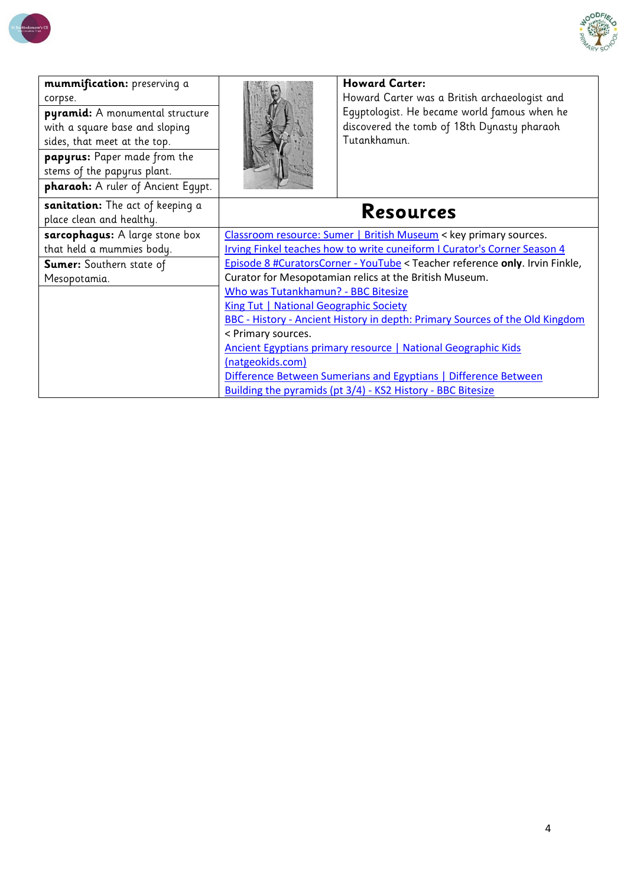| | | |
|---|---|---|
| **mummification:** preserving a corpse. | | **Howard Carter:** Howard Carter was a British archaeologist and Egyptologist. He became world famous when he discovered the tomb of 18th Dynasty pharaoh Tutankhamun. |
| **pyramid:** A monumental structure with a square base and sloping sides, that meet at the top. | | |
| **papyrus:** Paper made from the stems of the papyrus plant. | | |
| **pharaoh:** A ruler of Ancient Egypt. | | |

| | |
|---|---|
| **sanitation:** The act of keeping a place clean and healthy. | **Resources** |
| **sarcophagus:** A large stone box that held a mummies body. | Classroom resource: Sumer \| British Museum < key primary sources.<br>Irving Finkel teaches how to write cuneiform I Curator's Corner Season 4 Episode 8 #CuratorsCorner - YouTube < Teacher reference **only**. Irvin Finkle, Curator for Mesopotamian relics at the British Museum.<br>Who was Tutankhamun? - BBC Bitesize<br>King Tut \| National Geographic Society<br>BBC - History - Ancient History in depth: Primary Sources of the Old Kingdom < Primary sources.<br>Ancient Egyptians primary resource \| National Geographic Kids (natgeokids.com)<br>Difference Between Sumerians and Egyptians \| Difference Between<br>Building the pyramids (pt 3/4) - KS2 History - BBC Bitesize |
| **Sumer:** Southern state of Mesopotamia. | |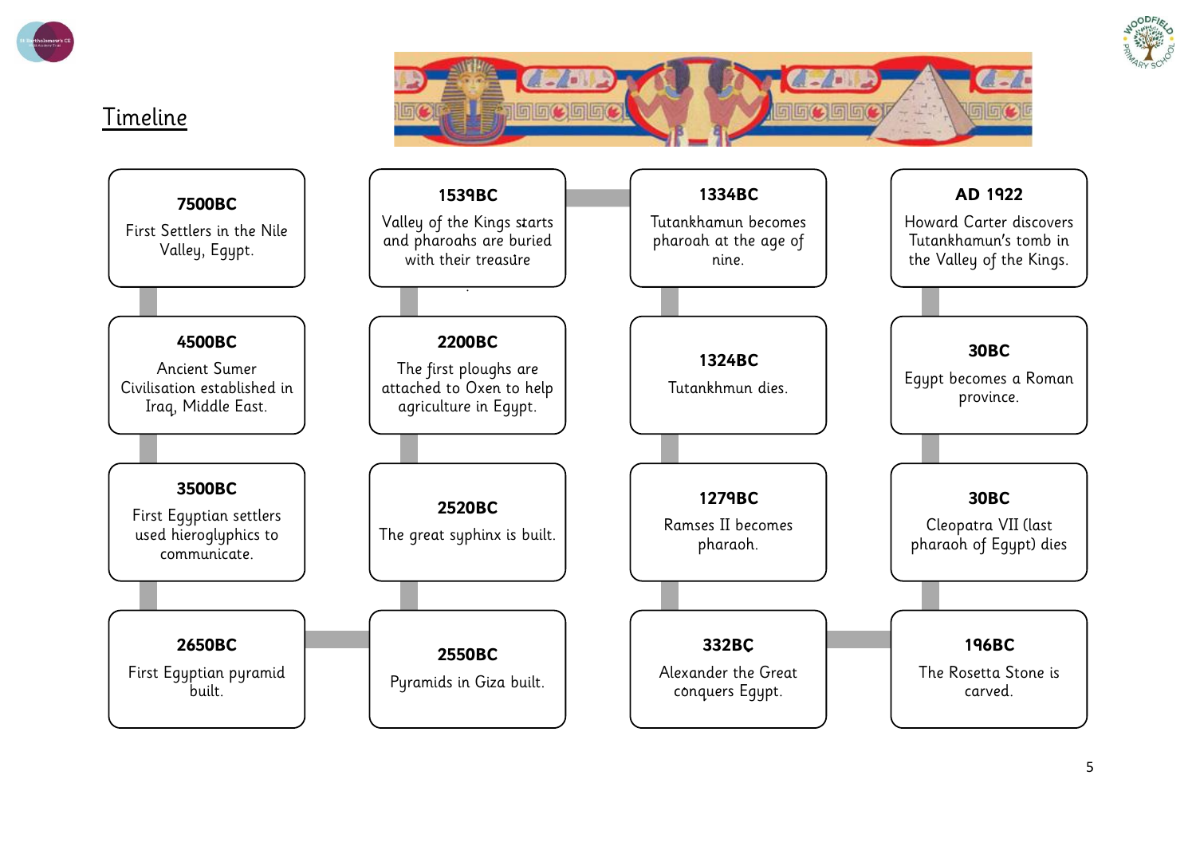## Timeline

**7500BC**
First Settlers in the Nile Valley, Egypt.

**4500BC**
Ancient Sumer Civilisation established in Iraq, Middle East.

**3500BC**
First Egyptian settlers used hieroglyphics to communicate.

**2650BC**
First Egyptian pyramid built.

**2550BC**
Pyramids in Giza built.

**2520BC**
The great syphinx is built.

**2200BC**
The first ploughs are attached to Oxen to help agriculture in Egypt.

**1539BC**
Valley of the Kings starts and pharoahs are buried with their treasure

**1334BC**
Tutankhamun becomes pharoah at the age of nine.

**1324BC**
Tutankhmun dies.

**1279BC**
Ramses II becomes pharaoh.

**332BC**
Alexander the Great conquers Egypt.

**196BC**
The Rosetta Stone is carved.

**30BC**
Cleopatra VII (last pharaoh of Egypt) dies

**30BC**
Egypt becomes a Roman province.

**AD 1922**
Howard Carter discovers Tutankhamun's tomb in the Valley of the Kings.